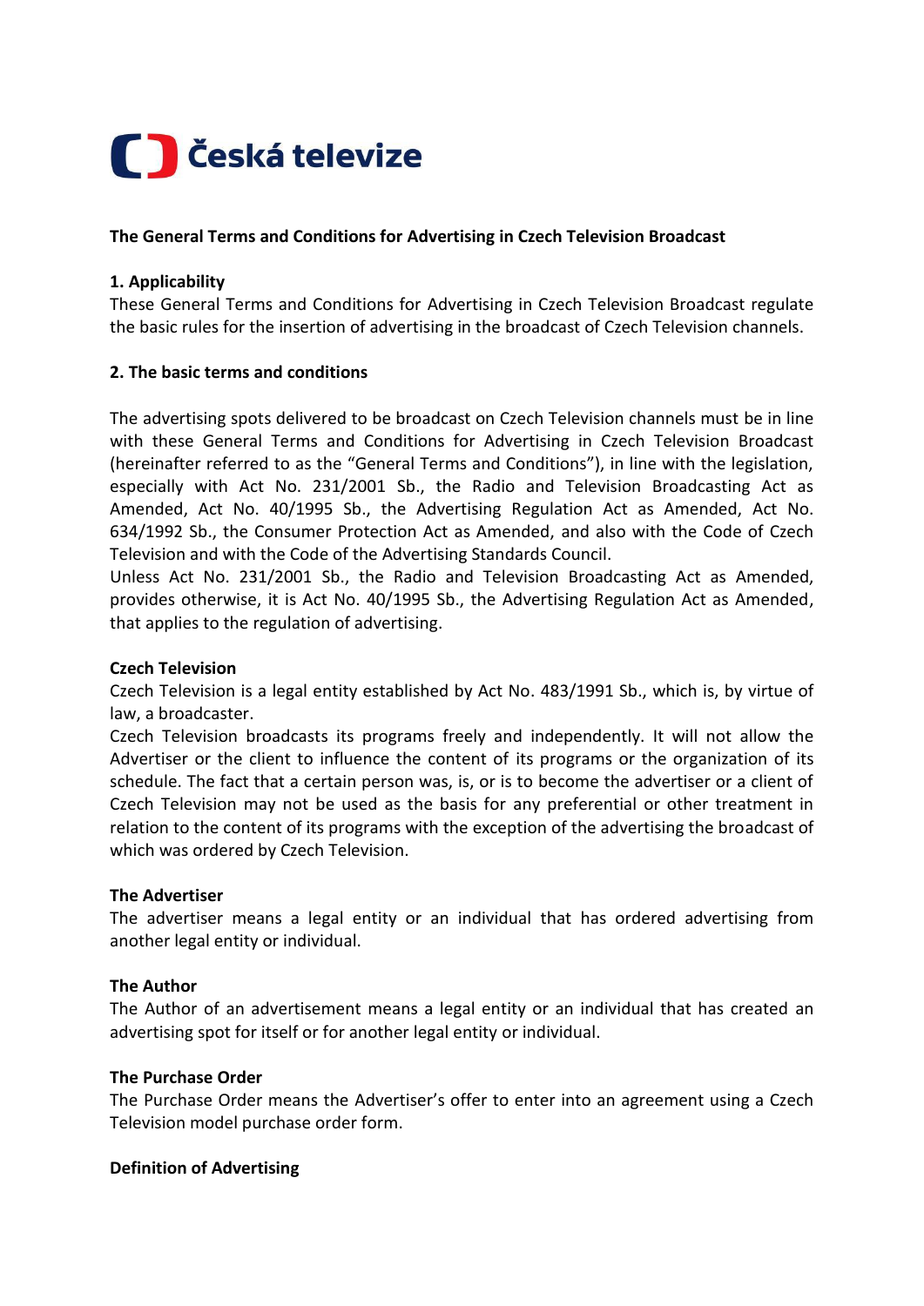Česká televize

## The General Terms and Conditions for Advertising in Czech Television Broadcast

### 1. Applicability

These General Terms and Conditions for Advertising in Czech Television Broadcast regulate the basic rules for the insertion of advertising in the broadcast of Czech Television channels.

### 2. The basic terms and conditions

The advertising spots delivered to be broadcast on Czech Television channels must be in line with these General Terms and Conditions for Advertising in Czech Television Broadcast (hereinafter referred to as the "General Terms and Conditions"), in line with the legislation, especially with Act No. 231/2001 Sb., the Radio and Television Broadcasting Act as Amended, Act No. 40/1995 Sb., the Advertising Regulation Act as Amended, Act No. 634/1992 Sb., the Consumer Protection Act as Amended, and also with the Code of Czech Television and with the Code of the Advertising Standards Council.

Unless Act No. 231/2001 Sb., the Radio and Television Broadcasting Act as Amended, provides otherwise, it is Act No. 40/1995 Sb., the Advertising Regulation Act as Amended, that applies to the regulation of advertising.

**Czech Television**

Czech Television is a legal entity established by Act No. 483/1991 Sb., which is, by virtue of law, a broadcaster.

Czech Television broadcasts its programs freely and independently. It will not allow the Advertiser or the client to influence the content of its programs or the organization of its schedule. The fact that a certain person was, is, or is to become the advertiser or a client of Czech Television may not be used as the basis for any preferential or other treatment in relation to the content of its programs with the exception of the advertising the broadcast of which was ordered by Czech Television.

**The Advertiser**

The advertiser means a legal entity or an individual that has ordered advertising from another legal entity or individual.

**The Author**

The Author of an advertisement means a legal entity or an individual that has created an advertising spot for itself or for another legal entity or individual.

**The Purchase Order**

The Purchase Order means the Advertiser's offer to enter into an agreement using a Czech Television model purchase order form.

**Definition of Advertising**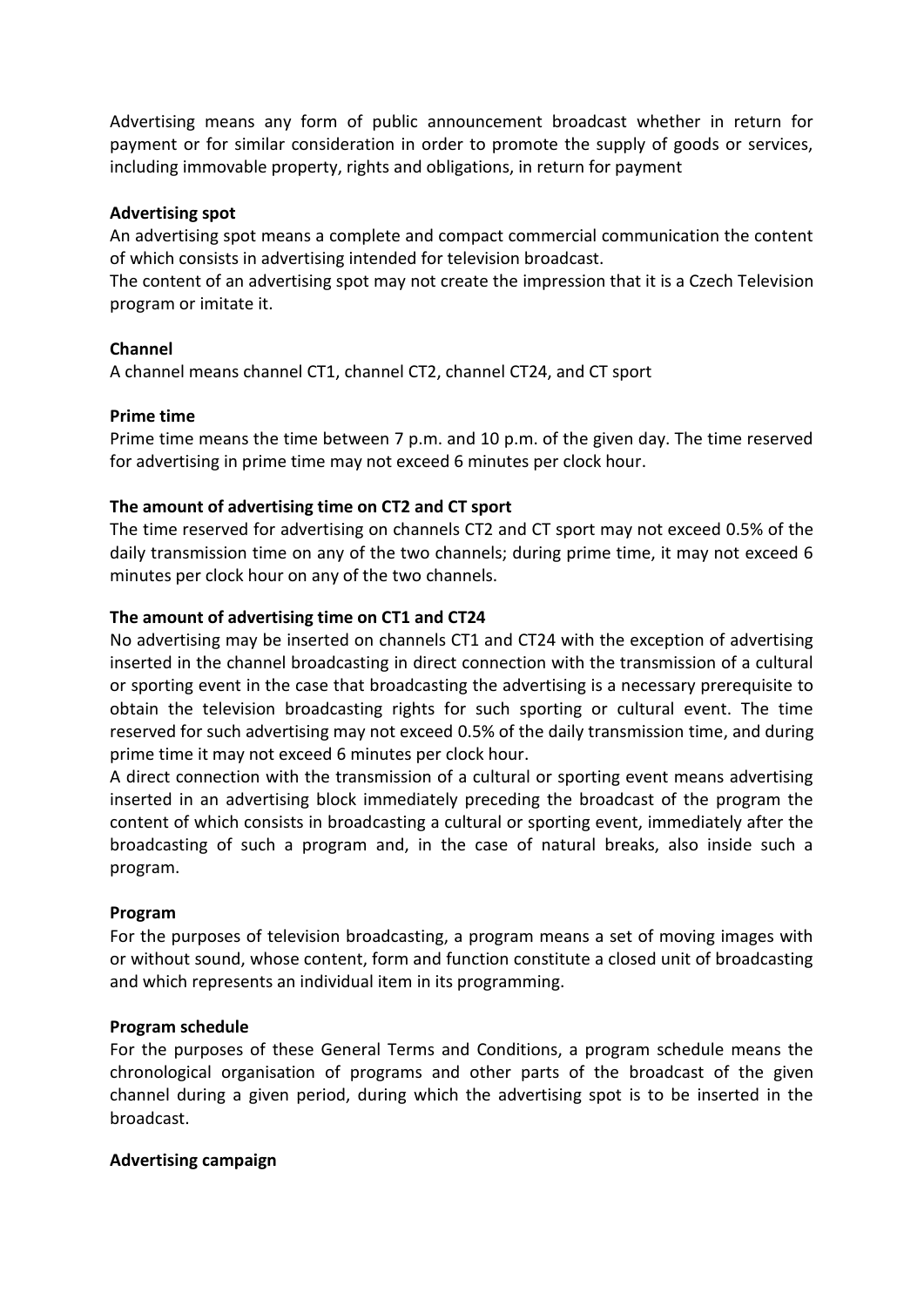Advertising means any form of public announcement broadcast whether in return for payment or for similar consideration in order to promote the supply of goods or services, including immovable property, rights and obligations, in return for payment

**Advertising spot**

An advertising spot means a complete and compact commercial communication the content of which consists in advertising intended for television broadcast.

The content of an advertising spot may not create the impression that it is a Czech Television program or imitate it.

**Channel**

A channel means channel CT1, channel CT2, channel CT24, and CT sport

**Prime time**

Prime time means the time between 7 p.m. and 10 p.m. of the given day. The time reserved for advertising in prime time may not exceed 6 minutes per clock hour.

**The amount of advertising time on CT2 and CT sport**

The time reserved for advertising on channels CT2 and CT sport may not exceed 0.5% of the daily transmission time on any of the two channels; during prime time, it may not exceed 6 minutes per clock hour on any of the two channels.

**The amount of advertising time on CT1 and CT24**

No advertising may be inserted on channels CT1 and CT24 with the exception of advertising inserted in the channel broadcasting in direct connection with the transmission of a cultural or sporting event in the case that broadcasting the advertising is a necessary prerequisite to obtain the television broadcasting rights for such sporting or cultural event. The time reserved for such advertising may not exceed 0.5% of the daily transmission time, and during prime time it may not exceed 6 minutes per clock hour.

A direct connection with the transmission of a cultural or sporting event means advertising inserted in an advertising block immediately preceding the broadcast of the program the content of which consists in broadcasting a cultural or sporting event, immediately after the broadcasting of such a program and, in the case of natural breaks, also inside such a program.

**Program**

For the purposes of television broadcasting, a program means a set of moving images with or without sound, whose content, form and function constitute a closed unit of broadcasting and which represents an individual item in its programming.

**Program schedule**

For the purposes of these General Terms and Conditions, a program schedule means the chronological organisation of programs and other parts of the broadcast of the given channel during a given period, during which the advertising spot is to be inserted in the broadcast.

**Advertising campaign**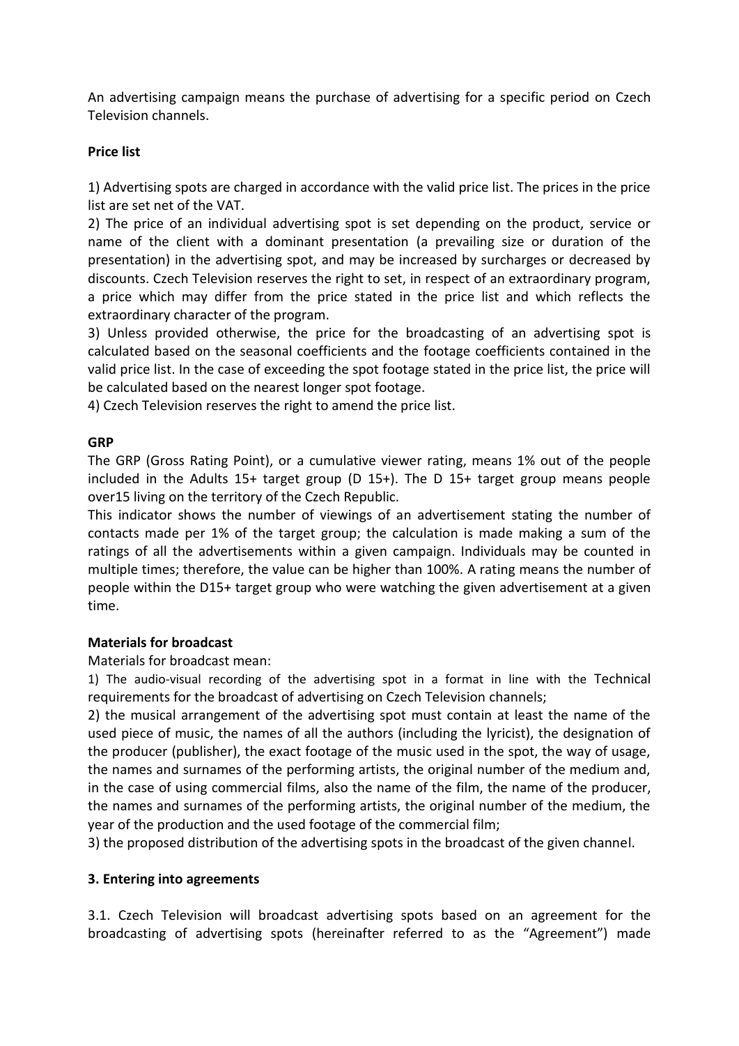An advertising campaign means the purchase of advertising for a specific period on Czech Television channels.

**Price list**

1) Advertising spots are charged in accordance with the valid price list. The prices in the price list are set net of the VAT.
2) The price of an individual advertising spot is set depending on the product, service or name of the client with a dominant presentation (a prevailing size or duration of the presentation) in the advertising spot, and may be increased by surcharges or decreased by discounts. Czech Television reserves the right to set, in respect of an extraordinary program, a price which may differ from the price stated in the price list and which reflects the extraordinary character of the program.
3) Unless provided otherwise, the price for the broadcasting of an advertising spot is calculated based on the seasonal coefficients and the footage coefficients contained in the valid price list. In the case of exceeding the spot footage stated in the price list, the price will be calculated based on the nearest longer spot footage.
4) Czech Television reserves the right to amend the price list.

**GRP**

The GRP (Gross Rating Point), or a cumulative viewer rating, means 1% out of the people included in the Adults 15+ target group (D 15+). The D 15+ target group means people over15 living on the territory of the Czech Republic.
This indicator shows the number of viewings of an advertisement stating the number of contacts made per 1% of the target group; the calculation is made making a sum of the ratings of all the advertisements within a given campaign. Individuals may be counted in multiple times; therefore, the value can be higher than 100%. A rating means the number of people within the D15+ target group who were watching the given advertisement at a given time.

**Materials for broadcast**

Materials for broadcast mean:
1) The audio-visual recording of the advertising spot in a format in line with the Technical requirements for the broadcast of advertising on Czech Television channels;
2) the musical arrangement of the advertising spot must contain at least the name of the used piece of music, the names of all the authors (including the lyricist), the designation of the producer (publisher), the exact footage of the music used in the spot, the way of usage, the names and surnames of the performing artists, the original number of the medium and, in the case of using commercial films, also the name of the film, the name of the producer, the names and surnames of the performing artists, the original number of the medium, the year of the production and the used footage of the commercial film;
3) the proposed distribution of the advertising spots in the broadcast of the given channel.

**3. Entering into agreements**

3.1. Czech Television will broadcast advertising spots based on an agreement for the broadcasting of advertising spots (hereinafter referred to as the "Agreement") made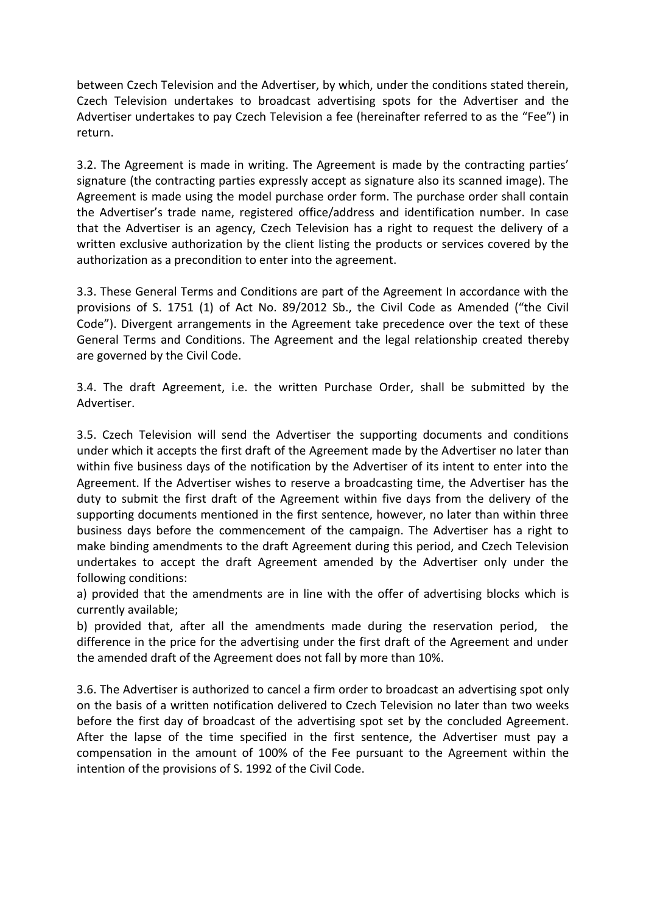between Czech Television and the Advertiser, by which, under the conditions stated therein, Czech Television undertakes to broadcast advertising spots for the Advertiser and the Advertiser undertakes to pay Czech Television a fee (hereinafter referred to as the "Fee") in return.

3.2. The Agreement is made in writing. The Agreement is made by the contracting parties' signature (the contracting parties expressly accept as signature also its scanned image). The Agreement is made using the model purchase order form. The purchase order shall contain the Advertiser's trade name, registered office/address and identification number. In case that the Advertiser is an agency, Czech Television has a right to request the delivery of a written exclusive authorization by the client listing the products or services covered by the authorization as a precondition to enter into the agreement.

3.3. These General Terms and Conditions are part of the Agreement In accordance with the provisions of S. 1751 (1) of Act No. 89/2012 Sb., the Civil Code as Amended ("the Civil Code"). Divergent arrangements in the Agreement take precedence over the text of these General Terms and Conditions. The Agreement and the legal relationship created thereby are governed by the Civil Code.

3.4. The draft Agreement, i.e. the written Purchase Order, shall be submitted by the Advertiser.

3.5. Czech Television will send the Advertiser the supporting documents and conditions under which it accepts the first draft of the Agreement made by the Advertiser no later than within five business days of the notification by the Advertiser of its intent to enter into the Agreement. If the Advertiser wishes to reserve a broadcasting time, the Advertiser has the duty to submit the first draft of the Agreement within five days from the delivery of the supporting documents mentioned in the first sentence, however, no later than within three business days before the commencement of the campaign. The Advertiser has a right to make binding amendments to the draft Agreement during this period, and Czech Television undertakes to accept the draft Agreement amended by the Advertiser only under the following conditions:

a) provided that the amendments are in line with the offer of advertising blocks which is currently available;

b) provided that, after all the amendments made during the reservation period, the difference in the price for the advertising under the first draft of the Agreement and under the amended draft of the Agreement does not fall by more than 10%.

3.6. The Advertiser is authorized to cancel a firm order to broadcast an advertising spot only on the basis of a written notification delivered to Czech Television no later than two weeks before the first day of broadcast of the advertising spot set by the concluded Agreement. After the lapse of the time specified in the first sentence, the Advertiser must pay a compensation in the amount of 100% of the Fee pursuant to the Agreement within the intention of the provisions of S. 1992 of the Civil Code.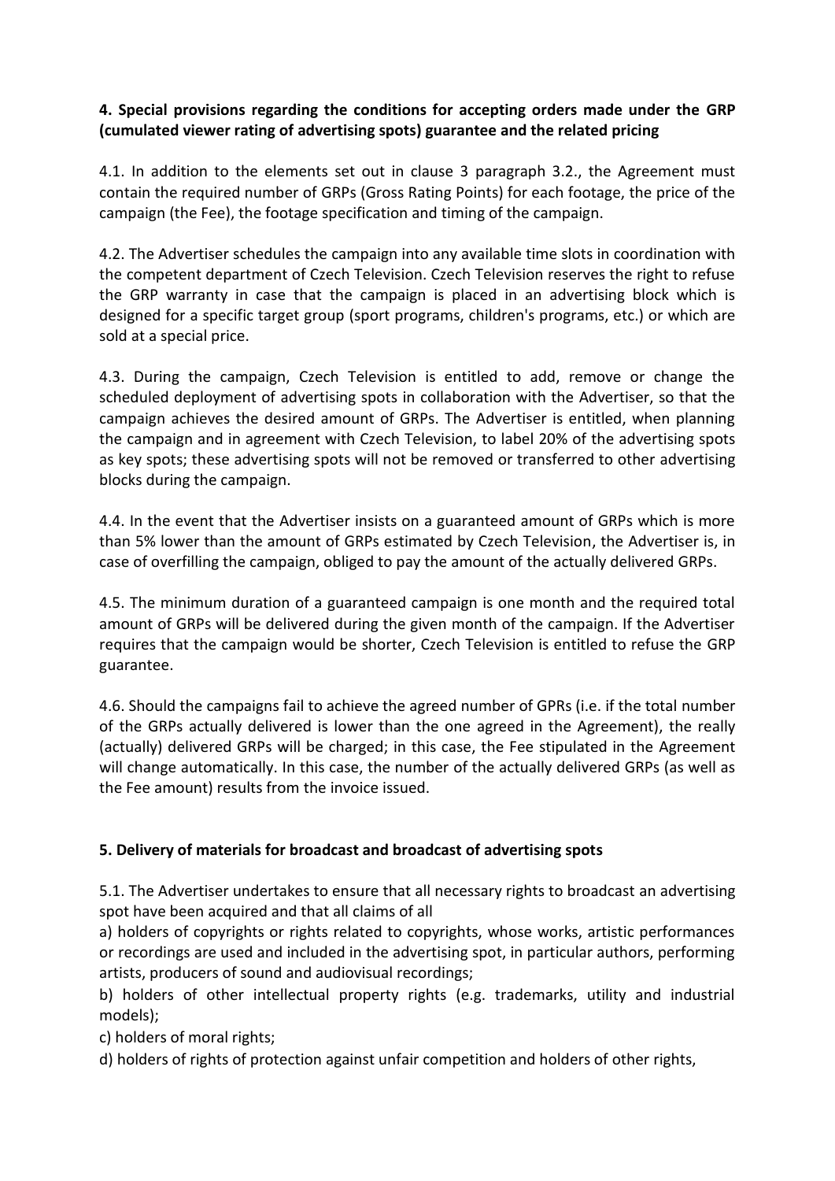### 4. Special provisions regarding the conditions for accepting orders made under the GRP (cumulated viewer rating of advertising spots) guarantee and the related pricing

4.1. In addition to the elements set out in clause 3 paragraph 3.2., the Agreement must contain the required number of GRPs (Gross Rating Points) for each footage, the price of the campaign (the Fee), the footage specification and timing of the campaign.

4.2. The Advertiser schedules the campaign into any available time slots in coordination with the competent department of Czech Television. Czech Television reserves the right to refuse the GRP warranty in case that the campaign is placed in an advertising block which is designed for a specific target group (sport programs, children's programs, etc.) or which are sold at a special price.

4.3. During the campaign, Czech Television is entitled to add, remove or change the scheduled deployment of advertising spots in collaboration with the Advertiser, so that the campaign achieves the desired amount of GRPs. The Advertiser is entitled, when planning the campaign and in agreement with Czech Television, to label 20% of the advertising spots as key spots; these advertising spots will not be removed or transferred to other advertising blocks during the campaign.

4.4. In the event that the Advertiser insists on a guaranteed amount of GRPs which is more than 5% lower than the amount of GRPs estimated by Czech Television, the Advertiser is, in case of overfilling the campaign, obliged to pay the amount of the actually delivered GRPs.

4.5. The minimum duration of a guaranteed campaign is one month and the required total amount of GRPs will be delivered during the given month of the campaign. If the Advertiser requires that the campaign would be shorter, Czech Television is entitled to refuse the GRP guarantee.

4.6. Should the campaigns fail to achieve the agreed number of GPRs (i.e. if the total number of the GRPs actually delivered is lower than the one agreed in the Agreement), the really (actually) delivered GRPs will be charged; in this case, the Fee stipulated in the Agreement will change automatically. In this case, the number of the actually delivered GRPs (as well as the Fee amount) results from the invoice issued.

### 5. Delivery of materials for broadcast and broadcast of advertising spots

5.1. The Advertiser undertakes to ensure that all necessary rights to broadcast an advertising spot have been acquired and that all claims of all

a) holders of copyrights or rights related to copyrights, whose works, artistic performances or recordings are used and included in the advertising spot, in particular authors, performing artists, producers of sound and audiovisual recordings;

b) holders of other intellectual property rights (e.g. trademarks, utility and industrial models);

c) holders of moral rights;

d) holders of rights of protection against unfair competition and holders of other rights,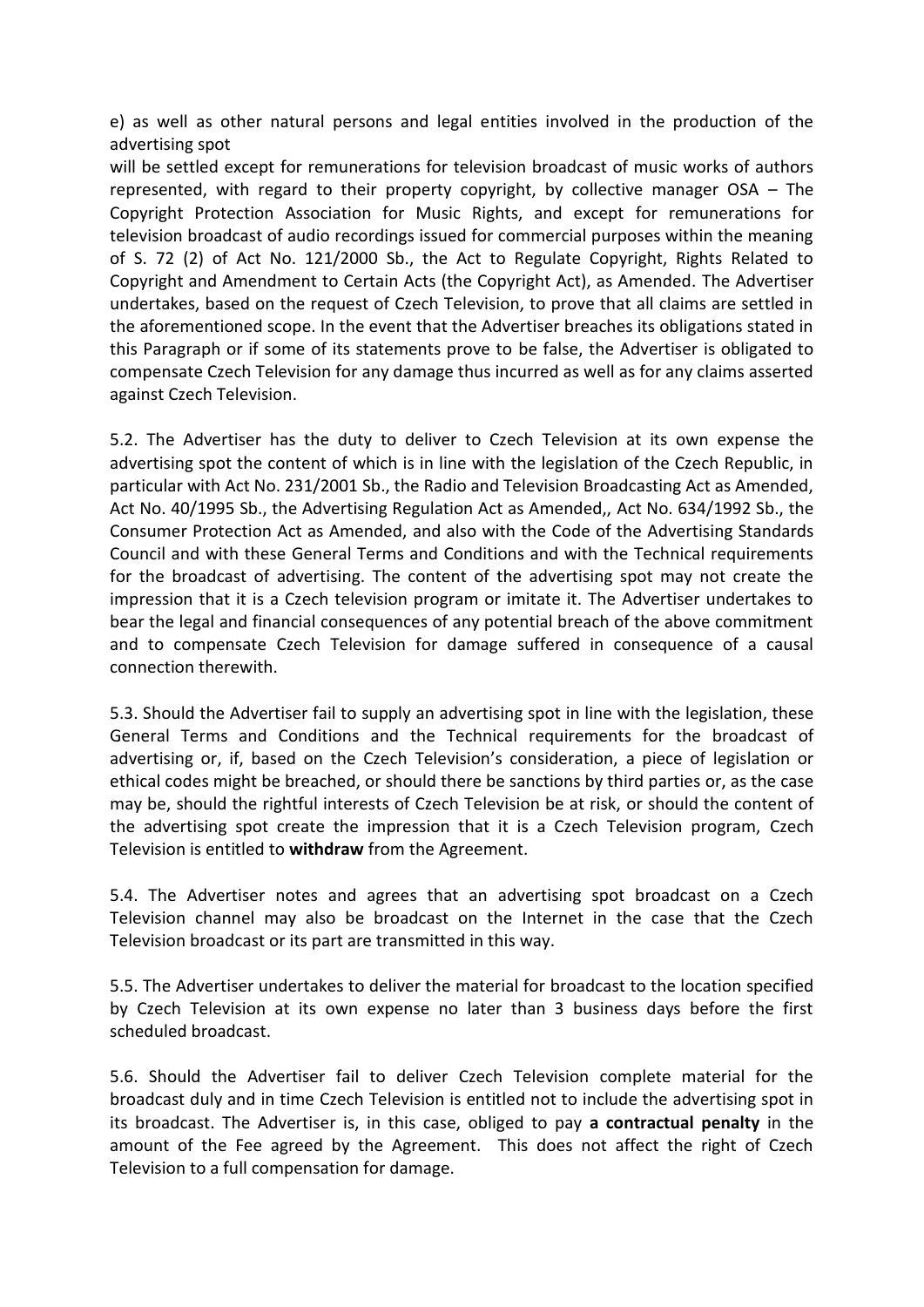e) as well as other natural persons and legal entities involved in the production of the advertising spot

will be settled except for remunerations for television broadcast of music works of authors represented, with regard to their property copyright, by collective manager OSA – The Copyright Protection Association for Music Rights, and except for remunerations for television broadcast of audio recordings issued for commercial purposes within the meaning of S. 72 (2) of Act No. 121/2000 Sb., the Act to Regulate Copyright, Rights Related to Copyright and Amendment to Certain Acts (the Copyright Act), as Amended. The Advertiser undertakes, based on the request of Czech Television, to prove that all claims are settled in the aforementioned scope. In the event that the Advertiser breaches its obligations stated in this Paragraph or if some of its statements prove to be false, the Advertiser is obligated to compensate Czech Television for any damage thus incurred as well as for any claims asserted against Czech Television.

5.2. The Advertiser has the duty to deliver to Czech Television at its own expense the advertising spot the content of which is in line with the legislation of the Czech Republic, in particular with Act No. 231/2001 Sb., the Radio and Television Broadcasting Act as Amended, Act No. 40/1995 Sb., the Advertising Regulation Act as Amended,, Act No. 634/1992 Sb., the Consumer Protection Act as Amended, and also with the Code of the Advertising Standards Council and with these General Terms and Conditions and with the Technical requirements for the broadcast of advertising. The content of the advertising spot may not create the impression that it is a Czech television program or imitate it. The Advertiser undertakes to bear the legal and financial consequences of any potential breach of the above commitment and to compensate Czech Television for damage suffered in consequence of a causal connection therewith.

5.3. Should the Advertiser fail to supply an advertising spot in line with the legislation, these General Terms and Conditions and the Technical requirements for the broadcast of advertising or, if, based on the Czech Television's consideration, a piece of legislation or ethical codes might be breached, or should there be sanctions by third parties or, as the case may be, should the rightful interests of Czech Television be at risk, or should the content of the advertising spot create the impression that it is a Czech Television program, Czech Television is entitled to **withdraw** from the Agreement.

5.4. The Advertiser notes and agrees that an advertising spot broadcast on a Czech Television channel may also be broadcast on the Internet in the case that the Czech Television broadcast or its part are transmitted in this way.

5.5. The Advertiser undertakes to deliver the material for broadcast to the location specified by Czech Television at its own expense no later than 3 business days before the first scheduled broadcast.

5.6. Should the Advertiser fail to deliver Czech Television complete material for the broadcast duly and in time Czech Television is entitled not to include the advertising spot in its broadcast. The Advertiser is, in this case, obliged to pay **a contractual penalty** in the amount of the Fee agreed by the Agreement. This does not affect the right of Czech Television to a full compensation for damage.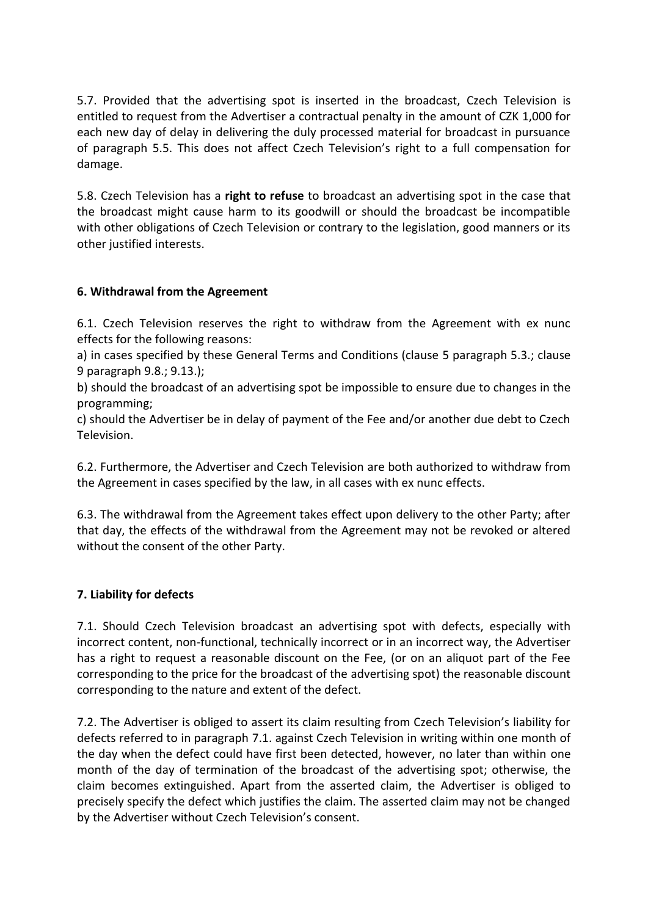5.7. Provided that the advertising spot is inserted in the broadcast, Czech Television is entitled to request from the Advertiser a contractual penalty in the amount of CZK 1,000 for each new day of delay in delivering the duly processed material for broadcast in pursuance of paragraph 5.5. This does not affect Czech Television's right to a full compensation for damage.

5.8. Czech Television has a **right to refuse** to broadcast an advertising spot in the case that the broadcast might cause harm to its goodwill or should the broadcast be incompatible with other obligations of Czech Television or contrary to the legislation, good manners or its other justified interests.

## 6. Withdrawal from the Agreement

6.1. Czech Television reserves the right to withdraw from the Agreement with ex nunc effects for the following reasons:
a) in cases specified by these General Terms and Conditions (clause 5 paragraph 5.3.; clause 9 paragraph 9.8.; 9.13.);
b) should the broadcast of an advertising spot be impossible to ensure due to changes in the programming;
c) should the Advertiser be in delay of payment of the Fee and/or another due debt to Czech Television.

6.2. Furthermore, the Advertiser and Czech Television are both authorized to withdraw from the Agreement in cases specified by the law, in all cases with ex nunc effects.

6.3. The withdrawal from the Agreement takes effect upon delivery to the other Party; after that day, the effects of the withdrawal from the Agreement may not be revoked or altered without the consent of the other Party.

## 7. Liability for defects

7.1. Should Czech Television broadcast an advertising spot with defects, especially with incorrect content, non-functional, technically incorrect or in an incorrect way, the Advertiser has a right to request a reasonable discount on the Fee, (or on an aliquot part of the Fee corresponding to the price for the broadcast of the advertising spot) the reasonable discount corresponding to the nature and extent of the defect.

7.2. The Advertiser is obliged to assert its claim resulting from Czech Television's liability for defects referred to in paragraph 7.1. against Czech Television in writing within one month of the day when the defect could have first been detected, however, no later than within one month of the day of termination of the broadcast of the advertising spot; otherwise, the claim becomes extinguished. Apart from the asserted claim, the Advertiser is obliged to precisely specify the defect which justifies the claim. The asserted claim may not be changed by the Advertiser without Czech Television's consent.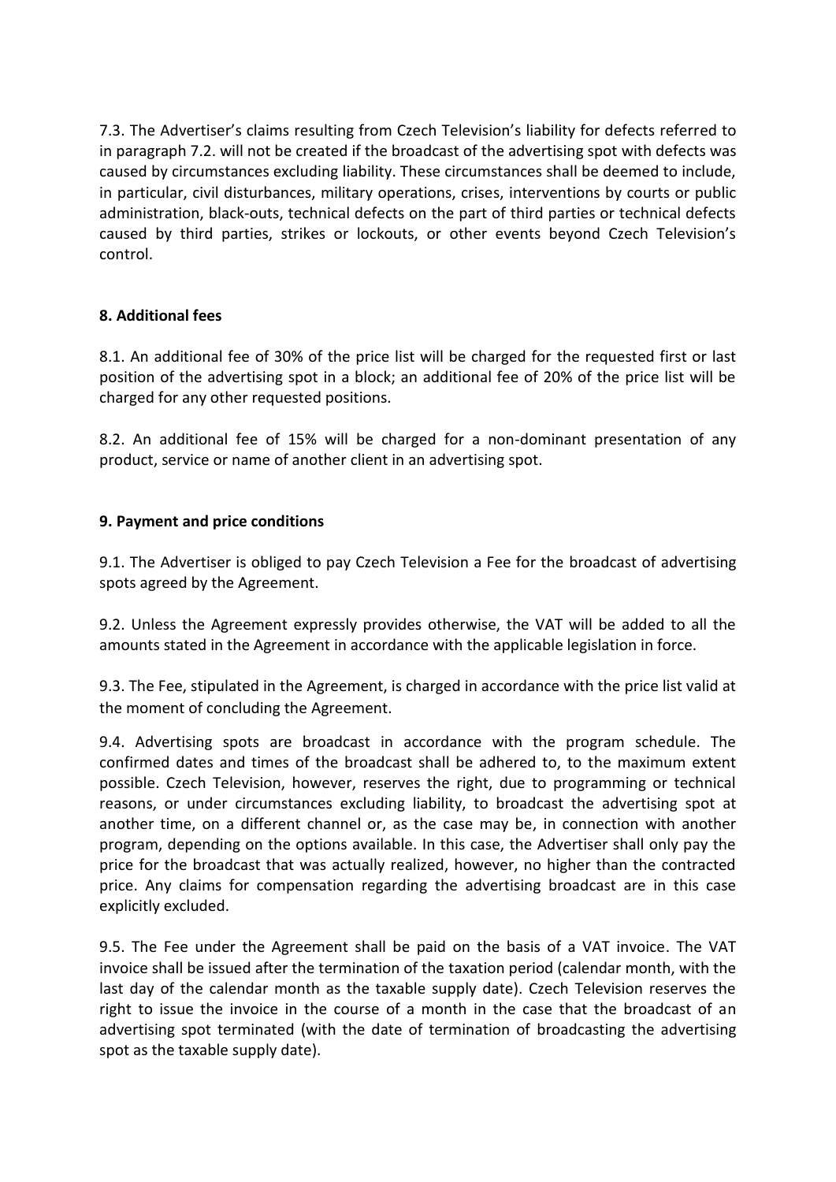7.3. The Advertiser's claims resulting from Czech Television's liability for defects referred to in paragraph 7.2. will not be created if the broadcast of the advertising spot with defects was caused by circumstances excluding liability. These circumstances shall be deemed to include, in particular, civil disturbances, military operations, crises, interventions by courts or public administration, black-outs, technical defects on the part of third parties or technical defects caused by third parties, strikes or lockouts, or other events beyond Czech Television's control.

**8. Additional fees**

8.1. An additional fee of 30% of the price list will be charged for the requested first or last position of the advertising spot in a block; an additional fee of 20% of the price list will be charged for any other requested positions.

8.2. An additional fee of 15% will be charged for a non-dominant presentation of any product, service or name of another client in an advertising spot.

**9. Payment and price conditions**

9.1. The Advertiser is obliged to pay Czech Television a Fee for the broadcast of advertising spots agreed by the Agreement.

9.2. Unless the Agreement expressly provides otherwise, the VAT will be added to all the amounts stated in the Agreement in accordance with the applicable legislation in force.

9.3. The Fee, stipulated in the Agreement, is charged in accordance with the price list valid at the moment of concluding the Agreement.

9.4. Advertising spots are broadcast in accordance with the program schedule. The confirmed dates and times of the broadcast shall be adhered to, to the maximum extent possible. Czech Television, however, reserves the right, due to programming or technical reasons, or under circumstances excluding liability, to broadcast the advertising spot at another time, on a different channel or, as the case may be, in connection with another program, depending on the options available. In this case, the Advertiser shall only pay the price for the broadcast that was actually realized, however, no higher than the contracted price. Any claims for compensation regarding the advertising broadcast are in this case explicitly excluded.

9.5. The Fee under the Agreement shall be paid on the basis of a VAT invoice. The VAT invoice shall be issued after the termination of the taxation period (calendar month, with the last day of the calendar month as the taxable supply date). Czech Television reserves the right to issue the invoice in the course of a month in the case that the broadcast of an advertising spot terminated (with the date of termination of broadcasting the advertising spot as the taxable supply date).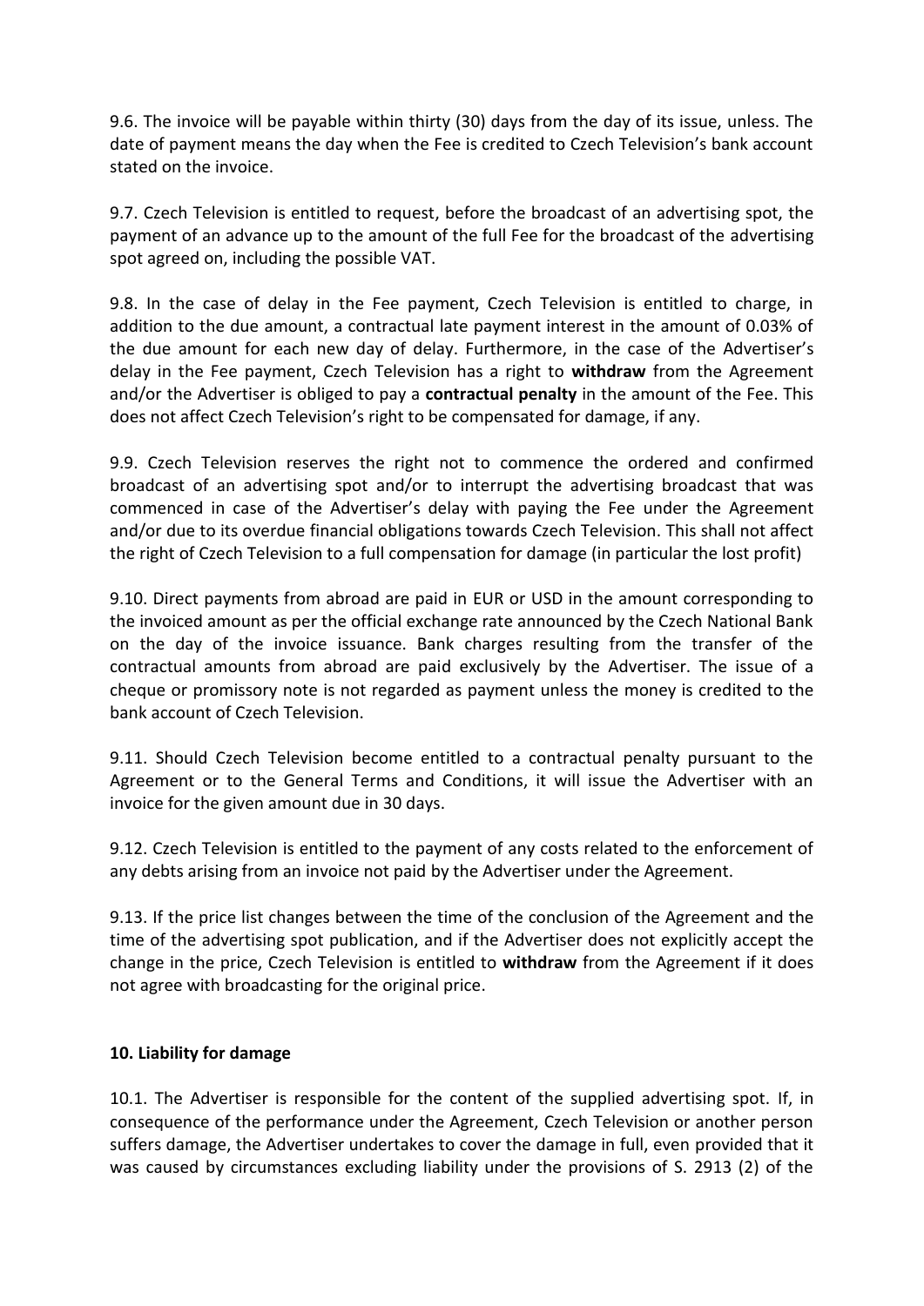9.6. The invoice will be payable within thirty (30) days from the day of its issue, unless. The date of payment means the day when the Fee is credited to Czech Television's bank account stated on the invoice.

9.7. Czech Television is entitled to request, before the broadcast of an advertising spot, the payment of an advance up to the amount of the full Fee for the broadcast of the advertising spot agreed on, including the possible VAT.

9.8. In the case of delay in the Fee payment, Czech Television is entitled to charge, in addition to the due amount, a contractual late payment interest in the amount of 0.03% of the due amount for each new day of delay. Furthermore, in the case of the Advertiser's delay in the Fee payment, Czech Television has a right to **withdraw** from the Agreement and/or the Advertiser is obliged to pay a **contractual penalty** in the amount of the Fee. This does not affect Czech Television's right to be compensated for damage, if any.

9.9. Czech Television reserves the right not to commence the ordered and confirmed broadcast of an advertising spot and/or to interrupt the advertising broadcast that was commenced in case of the Advertiser's delay with paying the Fee under the Agreement and/or due to its overdue financial obligations towards Czech Television. This shall not affect the right of Czech Television to a full compensation for damage (in particular the lost profit)

9.10. Direct payments from abroad are paid in EUR or USD in the amount corresponding to the invoiced amount as per the official exchange rate announced by the Czech National Bank on the day of the invoice issuance. Bank charges resulting from the transfer of the contractual amounts from abroad are paid exclusively by the Advertiser. The issue of a cheque or promissory note is not regarded as payment unless the money is credited to the bank account of Czech Television.

9.11. Should Czech Television become entitled to a contractual penalty pursuant to the Agreement or to the General Terms and Conditions, it will issue the Advertiser with an invoice for the given amount due in 30 days.

9.12. Czech Television is entitled to the payment of any costs related to the enforcement of any debts arising from an invoice not paid by the Advertiser under the Agreement.

9.13. If the price list changes between the time of the conclusion of the Agreement and the time of the advertising spot publication, and if the Advertiser does not explicitly accept the change in the price, Czech Television is entitled to **withdraw** from the Agreement if it does not agree with broadcasting for the original price.

## 10. Liability for damage

10.1. The Advertiser is responsible for the content of the supplied advertising spot. If, in consequence of the performance under the Agreement, Czech Television or another person suffers damage, the Advertiser undertakes to cover the damage in full, even provided that it was caused by circumstances excluding liability under the provisions of S. 2913 (2) of the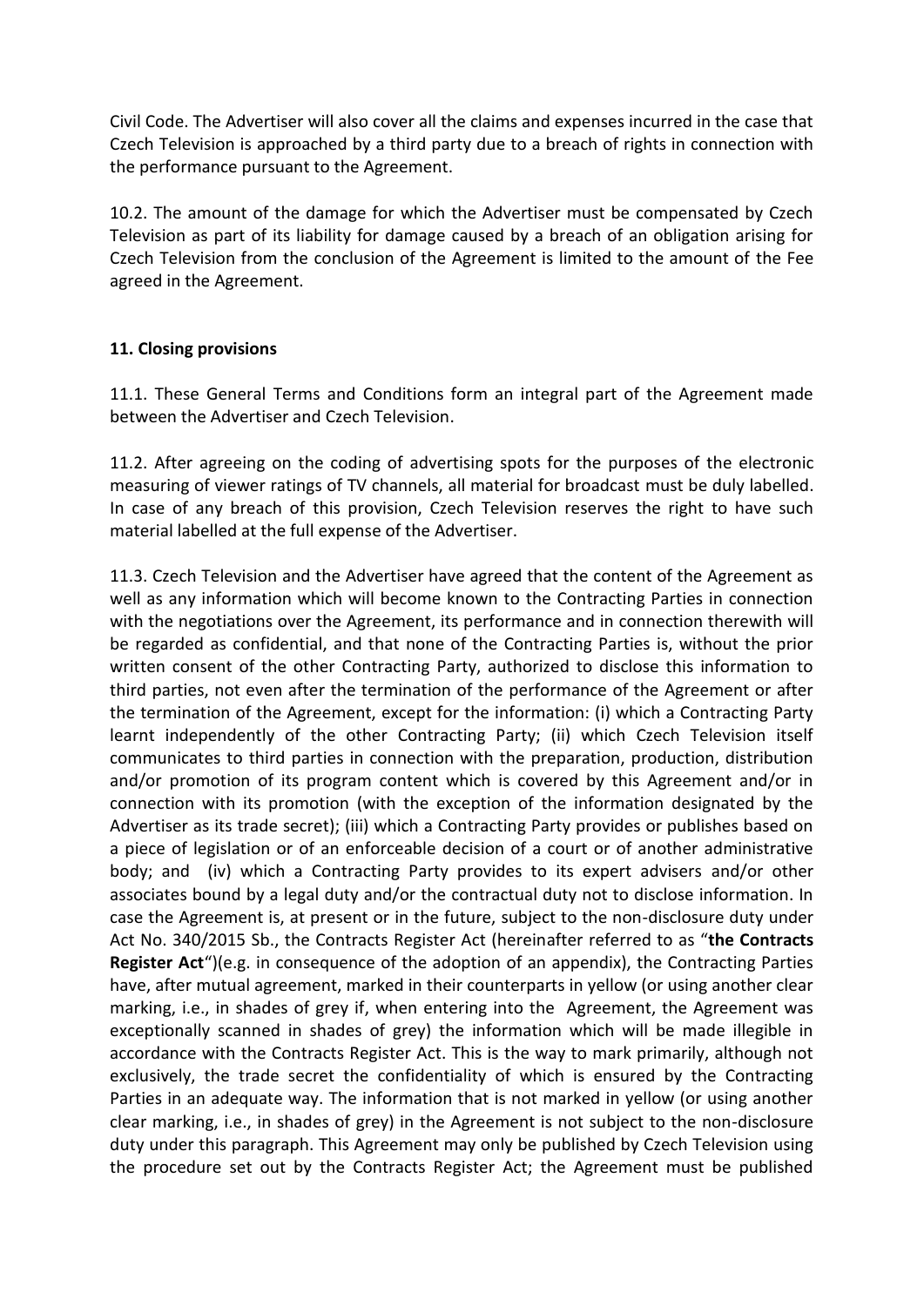Civil Code. The Advertiser will also cover all the claims and expenses incurred in the case that Czech Television is approached by a third party due to a breach of rights in connection with the performance pursuant to the Agreement.

10.2. The amount of the damage for which the Advertiser must be compensated by Czech Television as part of its liability for damage caused by a breach of an obligation arising for Czech Television from the conclusion of the Agreement is limited to the amount of the Fee agreed in the Agreement.

## 11. Closing provisions

11.1. These General Terms and Conditions form an integral part of the Agreement made between the Advertiser and Czech Television.

11.2. After agreeing on the coding of advertising spots for the purposes of the electronic measuring of viewer ratings of TV channels, all material for broadcast must be duly labelled. In case of any breach of this provision, Czech Television reserves the right to have such material labelled at the full expense of the Advertiser.

11.3. Czech Television and the Advertiser have agreed that the content of the Agreement as well as any information which will become known to the Contracting Parties in connection with the negotiations over the Agreement, its performance and in connection therewith will be regarded as confidential, and that none of the Contracting Parties is, without the prior written consent of the other Contracting Party, authorized to disclose this information to third parties, not even after the termination of the performance of the Agreement or after the termination of the Agreement, except for the information: (i) which a Contracting Party learnt independently of the other Contracting Party; (ii) which Czech Television itself communicates to third parties in connection with the preparation, production, distribution and/or promotion of its program content which is covered by this Agreement and/or in connection with its promotion (with the exception of the information designated by the Advertiser as its trade secret); (iii) which a Contracting Party provides or publishes based on a piece of legislation or of an enforceable decision of a court or of another administrative body; and (iv) which a Contracting Party provides to its expert advisers and/or other associates bound by a legal duty and/or the contractual duty not to disclose information. In case the Agreement is, at present or in the future, subject to the non-disclosure duty under Act No. 340/2015 Sb., the Contracts Register Act (hereinafter referred to as "**the Contracts Register Act**")(e.g. in consequence of the adoption of an appendix), the Contracting Parties have, after mutual agreement, marked in their counterparts in yellow (or using another clear marking, i.e., in shades of grey if, when entering into the Agreement, the Agreement was exceptionally scanned in shades of grey) the information which will be made illegible in accordance with the Contracts Register Act. This is the way to mark primarily, although not exclusively, the trade secret the confidentiality of which is ensured by the Contracting Parties in an adequate way. The information that is not marked in yellow (or using another clear marking, i.e., in shades of grey) in the Agreement is not subject to the non-disclosure duty under this paragraph. This Agreement may only be published by Czech Television using the procedure set out by the Contracts Register Act; the Agreement must be published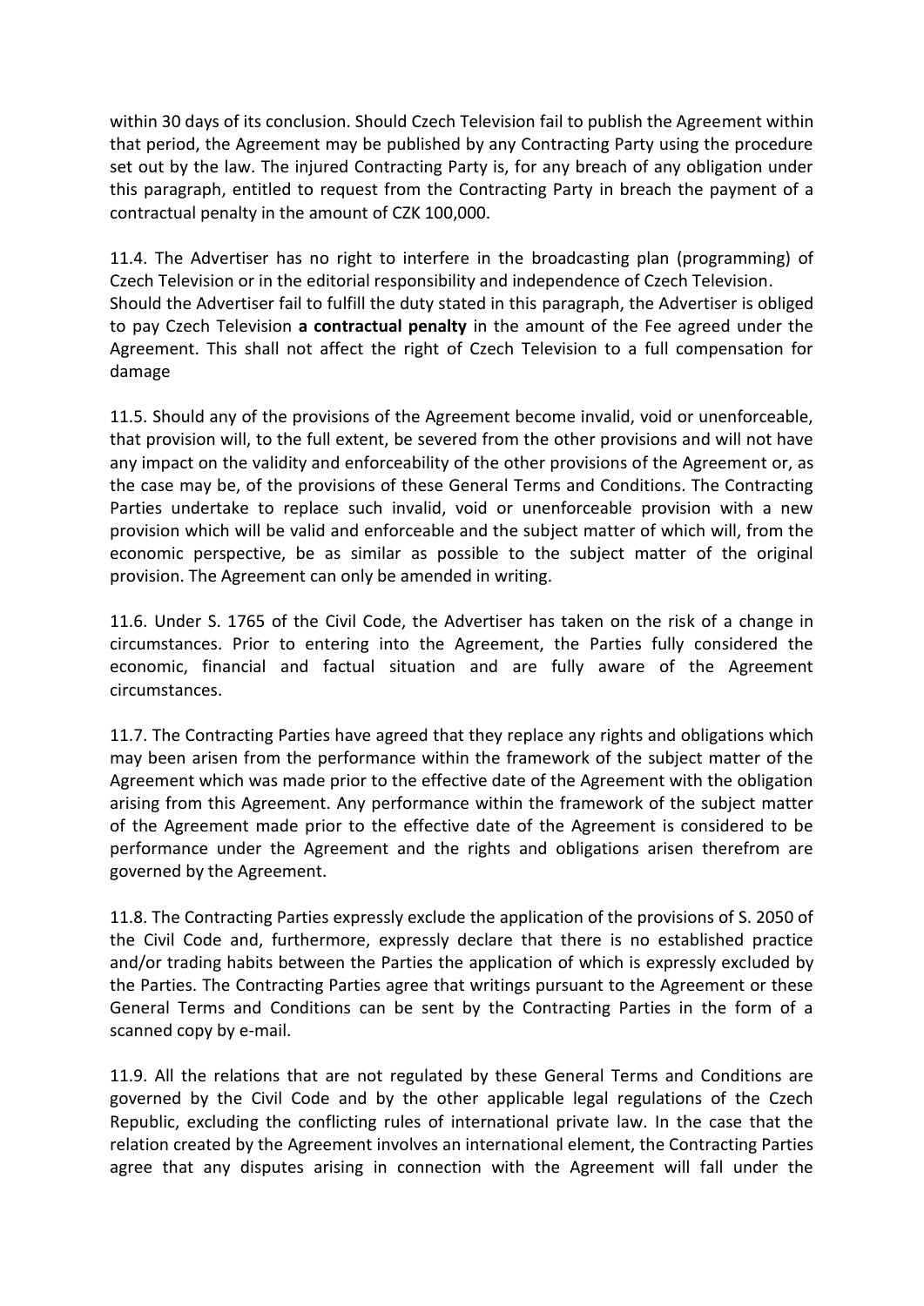within 30 days of its conclusion. Should Czech Television fail to publish the Agreement within that period, the Agreement may be published by any Contracting Party using the procedure set out by the law. The injured Contracting Party is, for any breach of any obligation under this paragraph, entitled to request from the Contracting Party in breach the payment of a contractual penalty in the amount of CZK 100,000.

11.4. The Advertiser has no right to interfere in the broadcasting plan (programming) of Czech Television or in the editorial responsibility and independence of Czech Television. Should the Advertiser fail to fulfill the duty stated in this paragraph, the Advertiser is obliged to pay Czech Television **a contractual penalty** in the amount of the Fee agreed under the Agreement. This shall not affect the right of Czech Television to a full compensation for damage

11.5. Should any of the provisions of the Agreement become invalid, void or unenforceable, that provision will, to the full extent, be severed from the other provisions and will not have any impact on the validity and enforceability of the other provisions of the Agreement or, as the case may be, of the provisions of these General Terms and Conditions. The Contracting Parties undertake to replace such invalid, void or unenforceable provision with a new provision which will be valid and enforceable and the subject matter of which will, from the economic perspective, be as similar as possible to the subject matter of the original provision. The Agreement can only be amended in writing.

11.6. Under S. 1765 of the Civil Code, the Advertiser has taken on the risk of a change in circumstances. Prior to entering into the Agreement, the Parties fully considered the economic, financial and factual situation and are fully aware of the Agreement circumstances.

11.7. The Contracting Parties have agreed that they replace any rights and obligations which may been arisen from the performance within the framework of the subject matter of the Agreement which was made prior to the effective date of the Agreement with the obligation arising from this Agreement. Any performance within the framework of the subject matter of the Agreement made prior to the effective date of the Agreement is considered to be performance under the Agreement and the rights and obligations arisen therefrom are governed by the Agreement.

11.8. The Contracting Parties expressly exclude the application of the provisions of S. 2050 of the Civil Code and, furthermore, expressly declare that there is no established practice and/or trading habits between the Parties the application of which is expressly excluded by the Parties. The Contracting Parties agree that writings pursuant to the Agreement or these General Terms and Conditions can be sent by the Contracting Parties in the form of a scanned copy by e-mail.

11.9. All the relations that are not regulated by these General Terms and Conditions are governed by the Civil Code and by the other applicable legal regulations of the Czech Republic, excluding the conflicting rules of international private law. In the case that the relation created by the Agreement involves an international element, the Contracting Parties agree that any disputes arising in connection with the Agreement will fall under the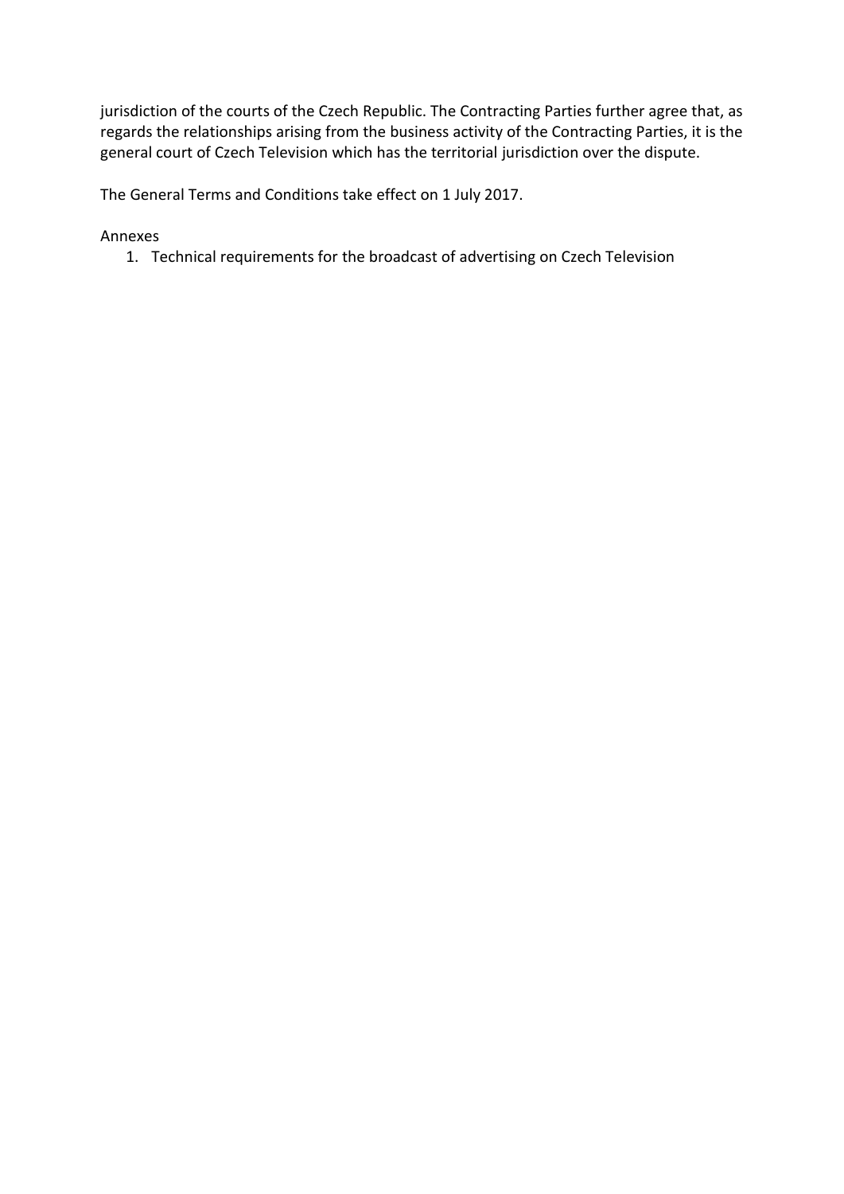jurisdiction of the courts of the Czech Republic. The Contracting Parties further agree that, as regards the relationships arising from the business activity of the Contracting Parties, it is the general court of Czech Television which has the territorial jurisdiction over the dispute.

The General Terms and Conditions take effect on 1 July 2017.

Annexes

1. Technical requirements for the broadcast of advertising on Czech Television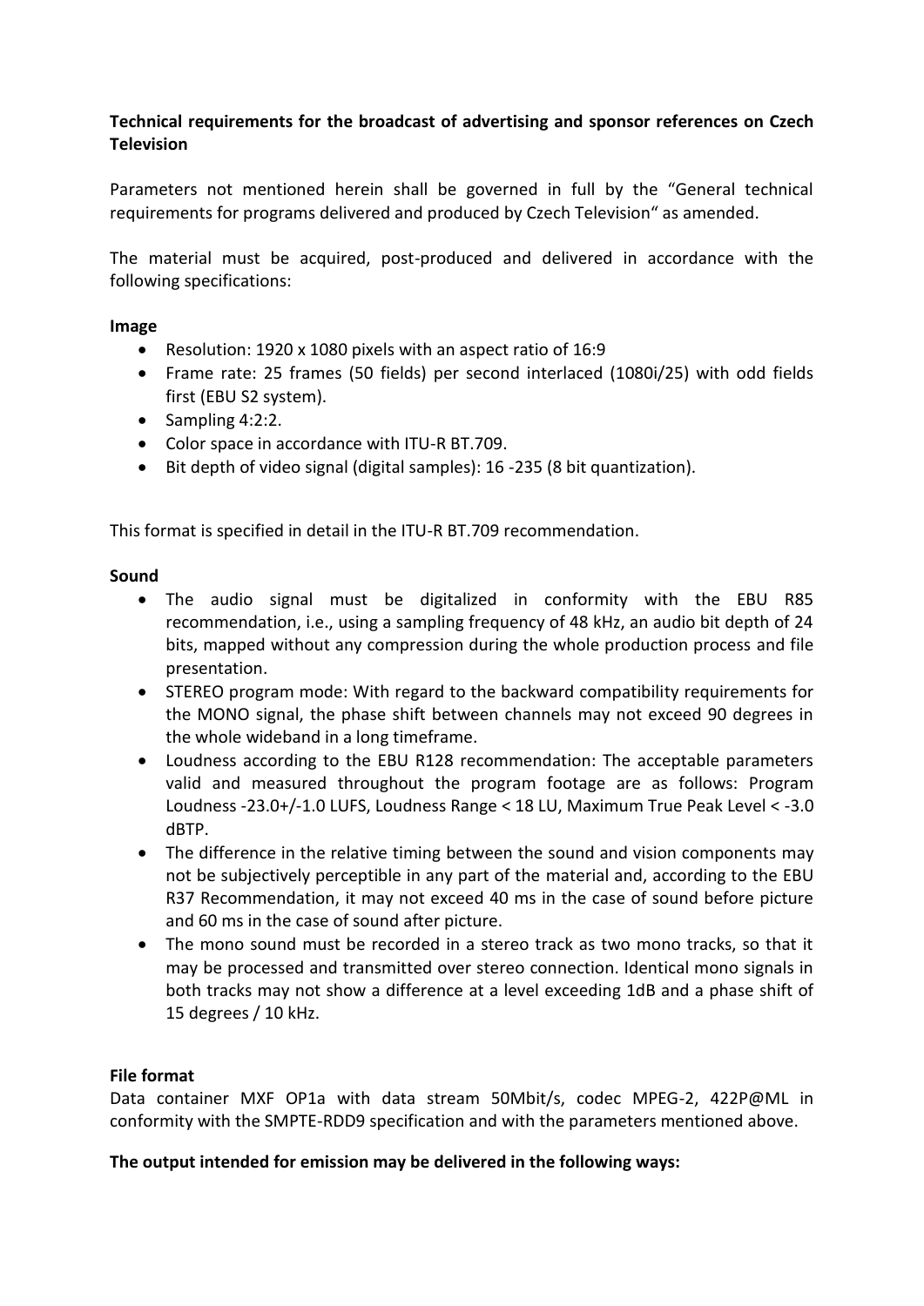**Technical requirements for the broadcast of advertising and sponsor references on Czech Television**

Parameters not mentioned herein shall be governed in full by the "General technical requirements for programs delivered and produced by Czech Television" as amended.

The material must be acquired, post-produced and delivered in accordance with the following specifications:

**Image**

- Resolution: 1920 x 1080 pixels with an aspect ratio of 16:9
- Frame rate: 25 frames (50 fields) per second interlaced (1080i/25) with odd fields first (EBU S2 system).
- Sampling 4:2:2.
- Color space in accordance with ITU-R BT.709.
- Bit depth of video signal (digital samples): 16 -235 (8 bit quantization).

This format is specified in detail in the ITU-R BT.709 recommendation.

**Sound**

- The audio signal must be digitalized in conformity with the EBU R85 recommendation, i.e., using a sampling frequency of 48 kHz, an audio bit depth of 24 bits, mapped without any compression during the whole production process and file presentation.
- STEREO program mode: With regard to the backward compatibility requirements for the MONO signal, the phase shift between channels may not exceed 90 degrees in the whole wideband in a long timeframe.
- Loudness according to the EBU R128 recommendation: The acceptable parameters valid and measured throughout the program footage are as follows: Program Loudness -23.0+/-1.0 LUFS, Loudness Range < 18 LU, Maximum True Peak Level < -3.0 dBTP.
- The difference in the relative timing between the sound and vision components may not be subjectively perceptible in any part of the material and, according to the EBU R37 Recommendation, it may not exceed 40 ms in the case of sound before picture and 60 ms in the case of sound after picture.
- The mono sound must be recorded in a stereo track as two mono tracks, so that it may be processed and transmitted over stereo connection. Identical mono signals in both tracks may not show a difference at a level exceeding 1dB and a phase shift of 15 degrees / 10 kHz.

**File format**

Data container MXF OP1a with data stream 50Mbit/s, codec MPEG-2, 422P@ML in conformity with the SMPTE-RDD9 specification and with the parameters mentioned above.

**The output intended for emission may be delivered in the following ways:**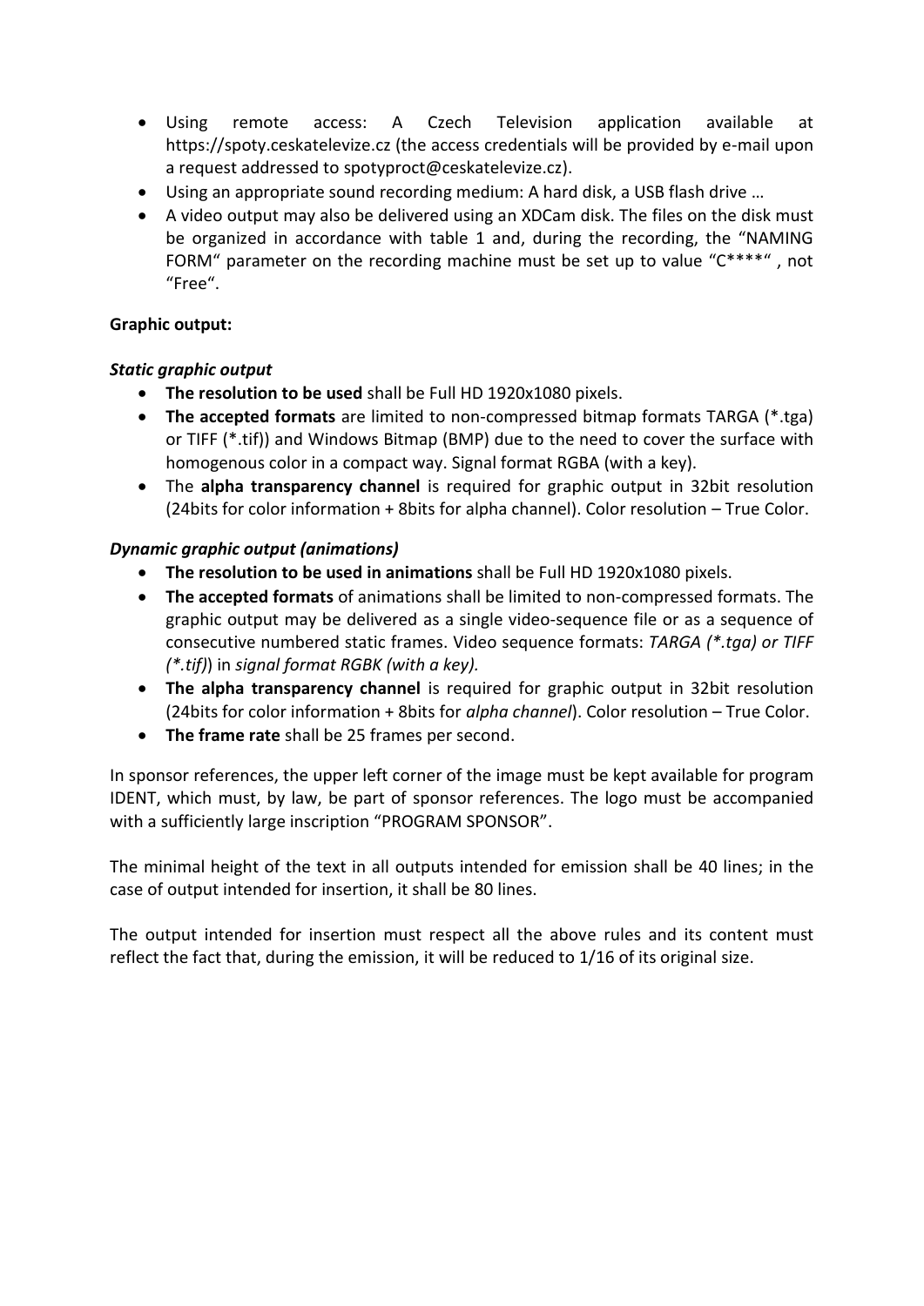- Using remote access: A Czech Television application available at https://spoty.ceskatelevize.cz (the access credentials will be provided by e-mail upon a request addressed to spotyproct@ceskatelevize.cz).
- Using an appropriate sound recording medium: A hard disk, a USB flash drive …
- A video output may also be delivered using an XDCam disk. The files on the disk must be organized in accordance with table 1 and, during the recording, the "NAMING FORM" parameter on the recording machine must be set up to value "C****" , not "Free".

**Graphic output:**

***Static graphic output***

- **The resolution to be used** shall be Full HD 1920x1080 pixels.
- **The accepted formats** are limited to non-compressed bitmap formats TARGA (*.tga) or TIFF (*.tif)) and Windows Bitmap (BMP) due to the need to cover the surface with homogenous color in a compact way. Signal format RGBA (with a key).
- The **alpha transparency channel** is required for graphic output in 32bit resolution (24bits for color information + 8bits for alpha channel). Color resolution – True Color.

***Dynamic graphic output (animations)***

- **The resolution to be used in animations** shall be Full HD 1920x1080 pixels.
- **The accepted formats** of animations shall be limited to non-compressed formats. The graphic output may be delivered as a single video-sequence file or as a sequence of consecutive numbered static frames. Video sequence formats: *TARGA (*.tga) or TIFF (*.tif)*) in *signal format RGBK (with a key).*
- **The alpha transparency channel** is required for graphic output in 32bit resolution (24bits for color information + 8bits for *alpha channel*). Color resolution – True Color.
- **The frame rate** shall be 25 frames per second.

In sponsor references, the upper left corner of the image must be kept available for program IDENT, which must, by law, be part of sponsor references. The logo must be accompanied with a sufficiently large inscription "PROGRAM SPONSOR".

The minimal height of the text in all outputs intended for emission shall be 40 lines; in the case of output intended for insertion, it shall be 80 lines.

The output intended for insertion must respect all the above rules and its content must reflect the fact that, during the emission, it will be reduced to 1/16 of its original size.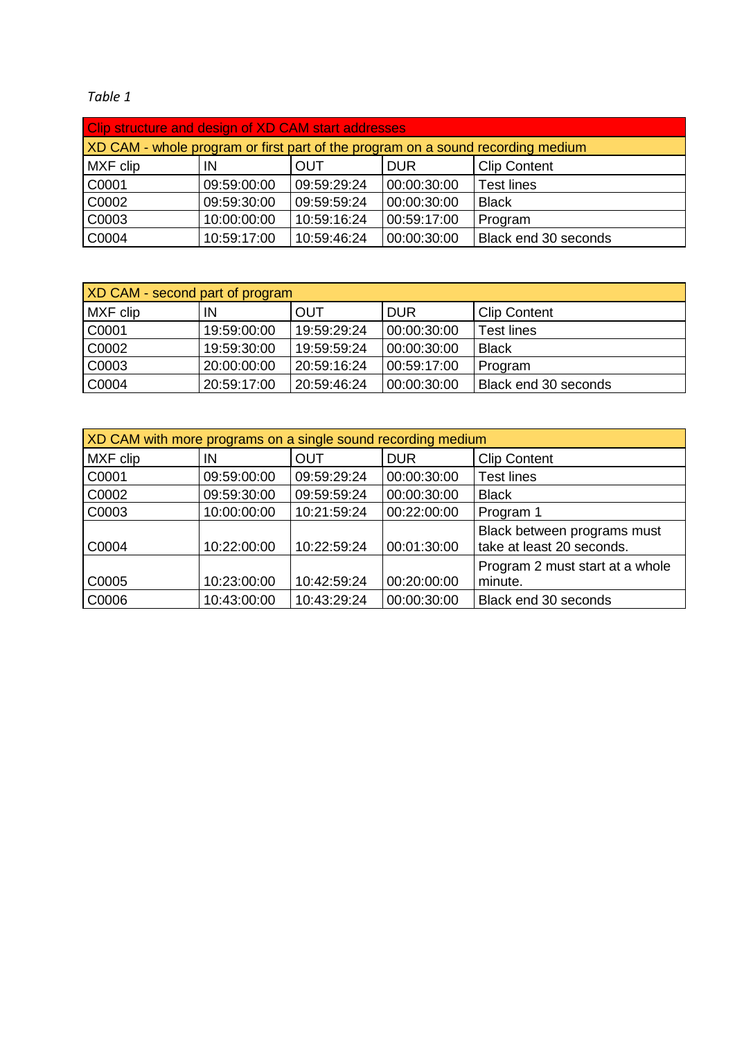*Table 1*

| Clip structure and design of XD CAM start addresses | | | | |
|---|---|---|---|---|
| XD CAM - whole program or first part of the program on a sound recording medium | | | | |
| MXF clip | IN | OUT | DUR | Clip Content |
| C0001 | 09:59:00:00 | 09:59:29:24 | 00:00:30:00 | Test lines |
| C0002 | 09:59:30:00 | 09:59:59:24 | 00:00:30:00 | Black |
| C0003 | 10:00:00:00 | 10:59:16:24 | 00:59:17:00 | Program |
| C0004 | 10:59:17:00 | 10:59:46:24 | 00:00:30:00 | Black end 30 seconds |

| XD CAM - second part of program | | | | |
|---|---|---|---|---|
| MXF clip | IN | OUT | DUR | Clip Content |
| C0001 | 19:59:00:00 | 19:59:29:24 | 00:00:30:00 | Test lines |
| C0002 | 19:59:30:00 | 19:59:59:24 | 00:00:30:00 | Black |
| C0003 | 20:00:00:00 | 20:59:16:24 | 00:59:17:00 | Program |
| C0004 | 20:59:17:00 | 20:59:46:24 | 00:00:30:00 | Black end 30 seconds |

| XD CAM with more programs on a single sound recording medium | | | | |
|---|---|---|---|---|
| MXF clip | IN | OUT | DUR | Clip Content |
| C0001 | 09:59:00:00 | 09:59:29:24 | 00:00:30:00 | Test lines |
| C0002 | 09:59:30:00 | 09:59:59:24 | 00:00:30:00 | Black |
| C0003 | 10:00:00:00 | 10:21:59:24 | 00:22:00:00 | Program 1 |
| C0004 | 10:22:00:00 | 10:22:59:24 | 00:01:30:00 | Black between programs must take at least 20 seconds. |
| C0005 | 10:23:00:00 | 10:42:59:24 | 00:20:00:00 | Program 2 must start at a whole minute. |
| C0006 | 10:43:00:00 | 10:43:29:24 | 00:00:30:00 | Black end 30 seconds |